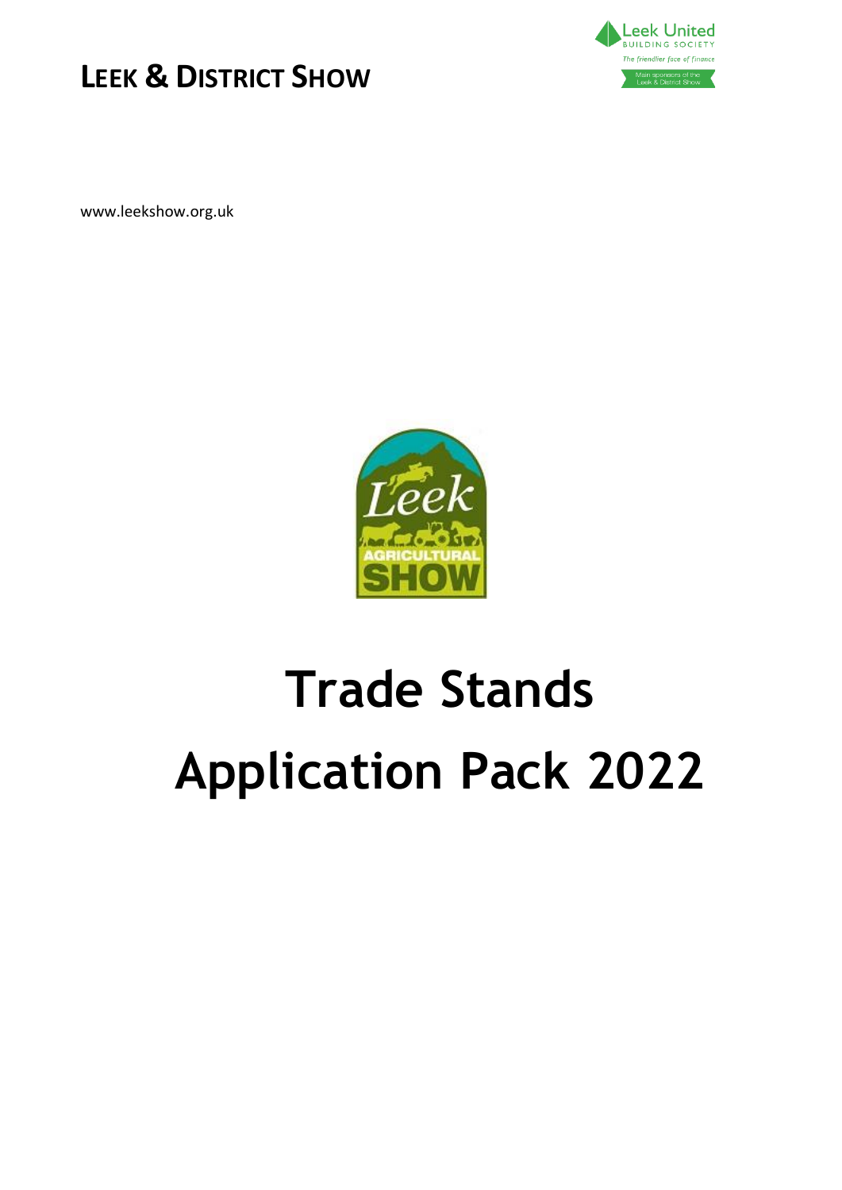# Leek & District Show

Leek United Building Society
The friendlier face of finance
Main sponsors of the Leek & District Show

www.leekshow.org.uk

# Trade Stands

# Application Pack 2022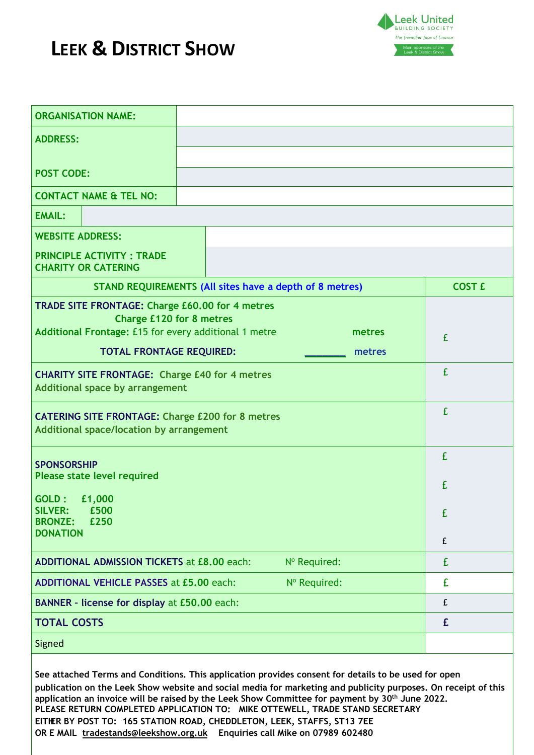# LEEK & DISTRICT SHOW

Leek United
BUILDING SOCIETY
*The friendlier face of finance*
Main sponsors of the Leek & District Show

| | |
|---|---|
| **ORGANISATION NAME:** | |
| **ADDRESS:** | |
| | |
| **POST CODE:** | |
| **CONTACT NAME & TEL NO:** | |
| **EMAIL:** | |
| **WEBSITE ADDRESS:** | |
| **PRINCIPLE ACTIVITY : TRADE CHARITY OR CATERING** | |

| **STAND REQUIREMENTS (All sites have a depth of 8 metres)** | **COST £** |
|---|---|
| **TRADE SITE FRONTAGE: Charge £60.00 for 4 metres**<br>**Charge £120 for 8 metres**<br>**Additional Frontage:** £15 for every additional 1 metre **metres**<br>**TOTAL FRONTAGE REQUIRED:** ________ **metres** | £ |
| **CHARITY SITE FRONTAGE: Charge £40 for 4 metres**<br>**Additional space by arrangement** | £ |
| **CATERING SITE FRONTAGE:** Charge £200 for 8 metres<br>**Additional space/location by arrangement** | £ |
| **SPONSORSHIP**<br>**Please state level required**<br>**GOLD : £1,000**<br>**SILVER: £500**<br>**BRONZE: £250**<br>**DONATION** | £<br>£<br>£<br>£ |
| **ADDITIONAL ADMISSION TICKETS** at **£8.00** each: Nº Required: | £ |
| **ADDITIONAL VEHICLE PASSES** at **£5.00** each: Nº Required: | £ |
| **BANNER - license for display** at **£50.00** each: | £ |
| **TOTAL COSTS** | **£** |
| Signed | |

**See attached Terms and Conditions. This application provides consent for details to be used for open publication on the Leek Show website and social media for marketing and publicity purposes. On receipt of this application an invoice will be raised by the Leek Show Committee for payment by 30th June 2022.**
**PLEASE RETURN COMPLETED APPLICATION TO: MIKE OTTEWELL, TRADE STAND SECRETARY**
**EITHER BY POST TO: 165 STATION ROAD, CHEDDLETON, LEEK, STAFFS, ST13 7EE**
**OR E MAIL tradestands@leekshow.org.uk Enquiries call Mike on 07989 602480**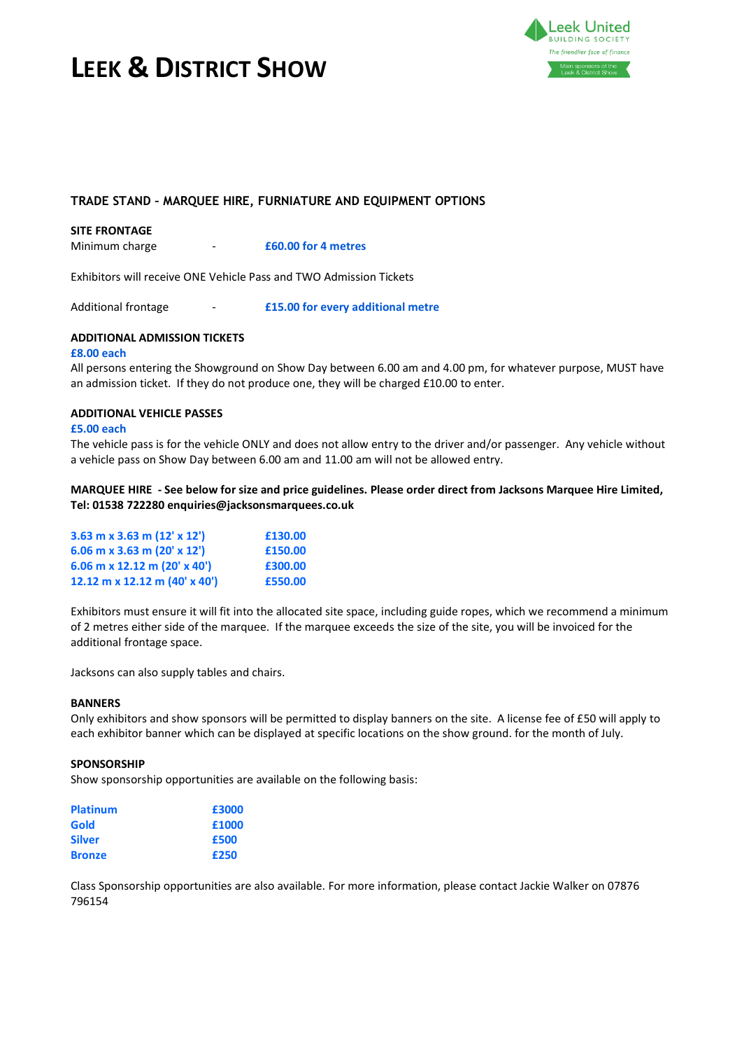# LEEK & DISTRICT SHOW

Leek United BUILDING SOCIETY
The friendlier face of finance
Main sponsors of the Leek & District Show

## TRADE STAND - MARQUEE HIRE, FURNITURE AND EQUIPMENT OPTIONS

**SITE FRONTAGE**

Minimum charge - **£60.00 for 4 metres**

Exhibitors will receive ONE Vehicle Pass and TWO Admission Tickets

Additional frontage - **£15.00 for every additional metre**

**ADDITIONAL ADMISSION TICKETS**

**£8.00 each**

All persons entering the Showground on Show Day between 6.00 am and 4.00 pm, for whatever purpose, MUST have an admission ticket. If they do not produce one, they will be charged £10.00 to enter.

**ADDITIONAL VEHICLE PASSES**

**£5.00 each**

The vehicle pass is for the vehicle ONLY and does not allow entry to the driver and/or passenger. Any vehicle without a vehicle pass on Show Day between 6.00 am and 11.00 am will not be allowed entry.

**MARQUEE HIRE - See below for size and price guidelines. Please order direct from Jacksons Marquee Hire Limited, Tel: 01538 722280 enquiries@jacksonsmarquees.co.uk**

| Size | Price |
|---|---|
| **3.63 m x 3.63 m (12' x 12')** | **£130.00** |
| **6.06 m x 3.63 m (20' x 12')** | **£150.00** |
| **6.06 m x 12.12 m (20' x 40')** | **£300.00** |
| **12.12 m x 12.12 m (40' x 40')** | **£550.00** |

Exhibitors must ensure it will fit into the allocated site space, including guide ropes, which we recommend a minimum of 2 metres either side of the marquee. If the marquee exceeds the size of the site, you will be invoiced for the additional frontage space.

Jacksons can also supply tables and chairs.

**BANNERS**

Only exhibitors and show sponsors will be permitted to display banners on the site. A license fee of £50 will apply to each exhibitor banner which can be displayed at specific locations on the show ground. for the month of July.

**SPONSORSHIP**

Show sponsorship opportunities are available on the following basis:

| Level | Price |
|---|---|
| **Platinum** | **£3000** |
| **Gold** | **£1000** |
| **Silver** | **£500** |
| **Bronze** | **£250** |

Class Sponsorship opportunities are also available. For more information, please contact Jackie Walker on 07876 796154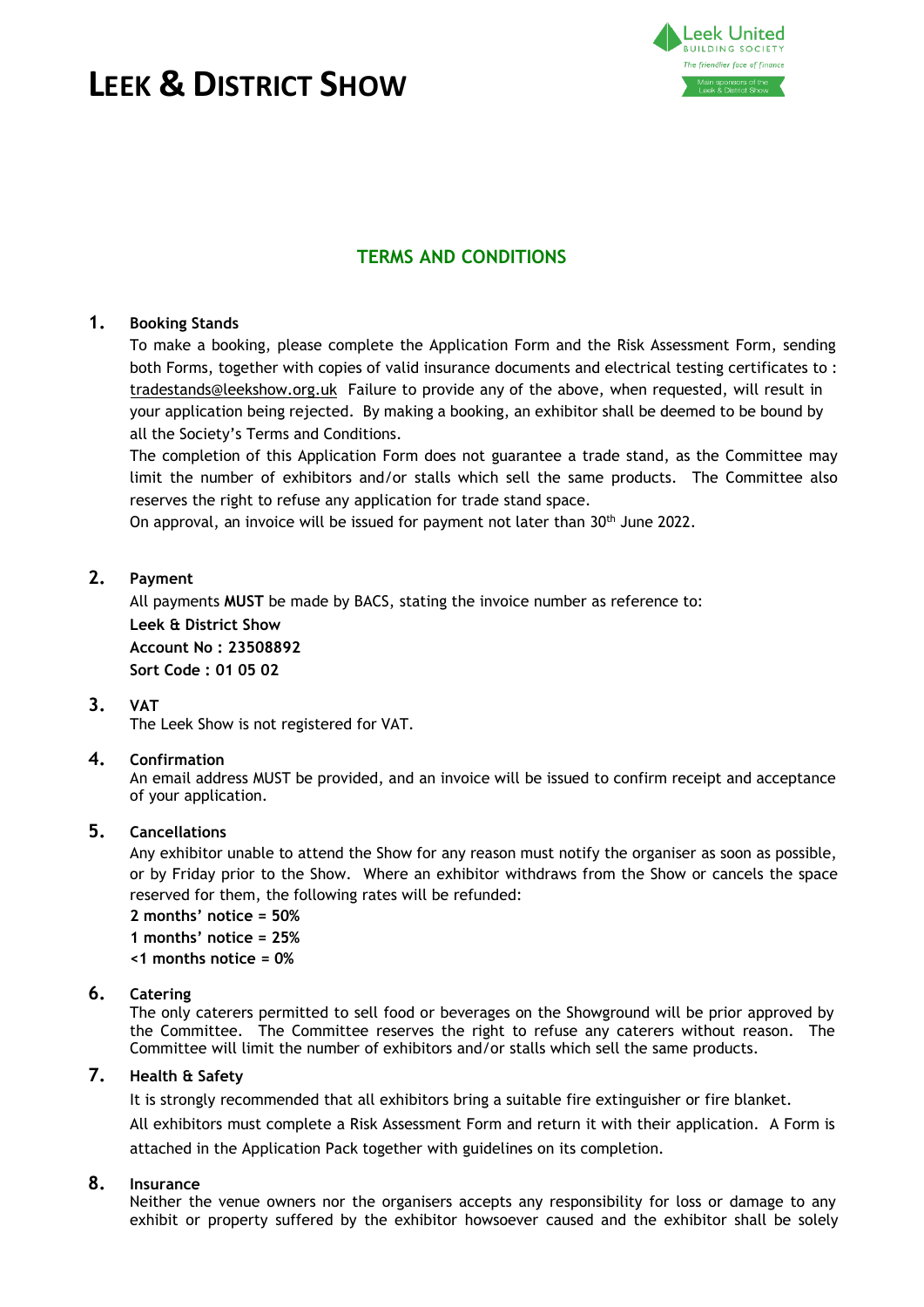# LEEK & DISTRICT SHOW

Leek United BUILDING SOCIETY
*The friendlier face of finance*
Main sponsors of the Leek & District Show

## TERMS AND CONDITIONS

### 1. Booking Stands

To make a booking, please complete the Application Form and the Risk Assessment Form, sending both Forms, together with copies of valid insurance documents and electrical testing certificates to : tradestands@leekshow.org.uk Failure to provide any of the above, when requested, will result in your application being rejected. By making a booking, an exhibitor shall be deemed to be bound by all the Society's Terms and Conditions.

The completion of this Application Form does not guarantee a trade stand, as the Committee may limit the number of exhibitors and/or stalls which sell the same products. The Committee also reserves the right to refuse any application for trade stand space.

On approval, an invoice will be issued for payment not later than 30th June 2022.

### 2. Payment

All payments **MUST** be made by BACS, stating the invoice number as reference to:

**Leek & District Show**
**Account No : 23508892**
**Sort Code : 01 05 02**

### 3. VAT

The Leek Show is not registered for VAT.

### 4. Confirmation

An email address MUST be provided, and an invoice will be issued to confirm receipt and acceptance of your application.

### 5. Cancellations

Any exhibitor unable to attend the Show for any reason must notify the organiser as soon as possible, or by Friday prior to the Show. Where an exhibitor withdraws from the Show or cancels the space reserved for them, the following rates will be refunded:

**2 months' notice = 50%**
**1 months' notice = 25%**
**<1 months notice = 0%**

### 6. Catering

The only caterers permitted to sell food or beverages on the Showground will be prior approved by the Committee. The Committee reserves the right to refuse any caterers without reason. The Committee will limit the number of exhibitors and/or stalls which sell the same products.

### 7. Health & Safety

It is strongly recommended that all exhibitors bring a suitable fire extinguisher or fire blanket.

All exhibitors must complete a Risk Assessment Form and return it with their application. A Form is attached in the Application Pack together with guidelines on its completion.

### 8. Insurance

Neither the venue owners nor the organisers accepts any responsibility for loss or damage to any exhibit or property suffered by the exhibitor howsoever caused and the exhibitor shall be solely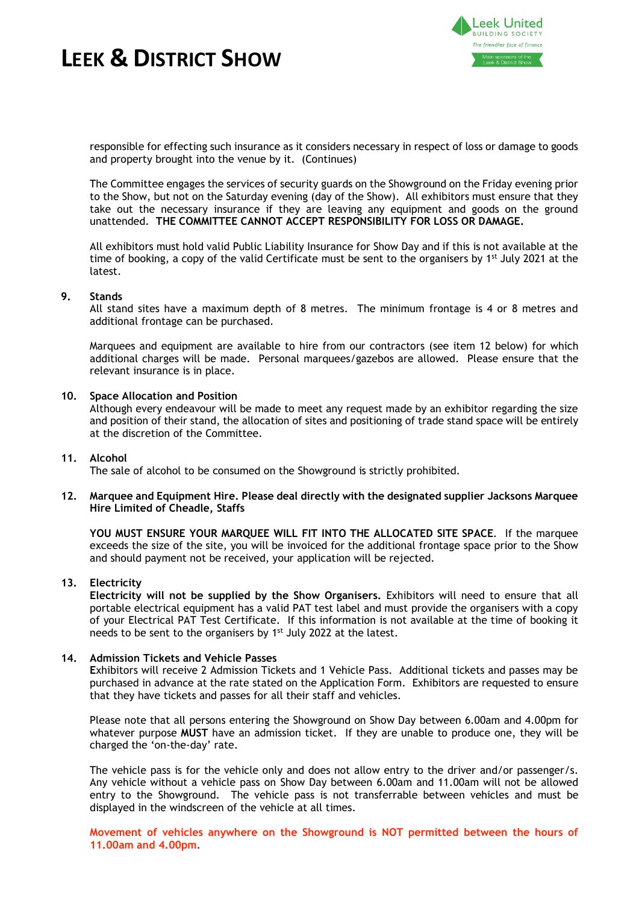responsible for effecting such insurance as it considers necessary in respect of loss or damage to goods and property brought into the venue by it. (Continues)

The Committee engages the services of security guards on the Showground on the Friday evening prior to the Show, but not on the Saturday evening (day of the Show). All exhibitors must ensure that they take out the necessary insurance if they are leaving any equipment and goods on the ground unattended. **THE COMMITTEE CANNOT ACCEPT RESPONSIBILITY FOR LOSS OR DAMAGE.**

All exhibitors must hold valid Public Liability Insurance for Show Day and if this is not available at the time of booking, a copy of the valid Certificate must be sent to the organisers by 1st July 2021 at the latest.

**9. Stands**

All stand sites have a maximum depth of 8 metres. The minimum frontage is 4 or 8 metres and additional frontage can be purchased.

Marquees and equipment are available to hire from our contractors (see item 12 below) for which additional charges will be made. Personal marquees/gazebos are allowed. Please ensure that the relevant insurance is in place.

**10. Space Allocation and Position**

Although every endeavour will be made to meet any request made by an exhibitor regarding the size and position of their stand, the allocation of sites and positioning of trade stand space will be entirely at the discretion of the Committee.

**11. Alcohol**

The sale of alcohol to be consumed on the Showground is strictly prohibited.

**12. Marquee and Equipment Hire. Please deal directly with the designated supplier Jacksons Marquee Hire Limited of Cheadle, Staffs**

**YOU MUST ENSURE YOUR MARQUEE WILL FIT INTO THE ALLOCATED SITE SPACE**. If the marquee exceeds the size of the site, you will be invoiced for the additional frontage space prior to the Show and should payment not be received, your application will be rejected.

**13. Electricity**

**Electricity will not be supplied by the Show Organisers.** Exhibitors will need to ensure that all portable electrical equipment has a valid PAT test label and must provide the organisers with a copy of your Electrical PAT Test Certificate. If this information is not available at the time of booking it needs to be sent to the organisers by 1st July 2022 at the latest.

**14. Admission Tickets and Vehicle Passes**

**E**xhibitors will receive 2 Admission Tickets and 1 Vehicle Pass. Additional tickets and passes may be purchased in advance at the rate stated on the Application Form. Exhibitors are requested to ensure that they have tickets and passes for all their staff and vehicles.

Please note that all persons entering the Showground on Show Day between 6.00am and 4.00pm for whatever purpose **MUST** have an admission ticket. If they are unable to produce one, they will be charged the 'on-the-day' rate.

The vehicle pass is for the vehicle only and does not allow entry to the driver and/or passenger/s. Any vehicle without a vehicle pass on Show Day between 6.00am and 11.00am will not be allowed entry to the Showground. The vehicle pass is not transferrable between vehicles and must be displayed in the windscreen of the vehicle at all times.

**Movement of vehicles anywhere on the Showground is NOT permitted between the hours of 11.00am and 4.00pm**.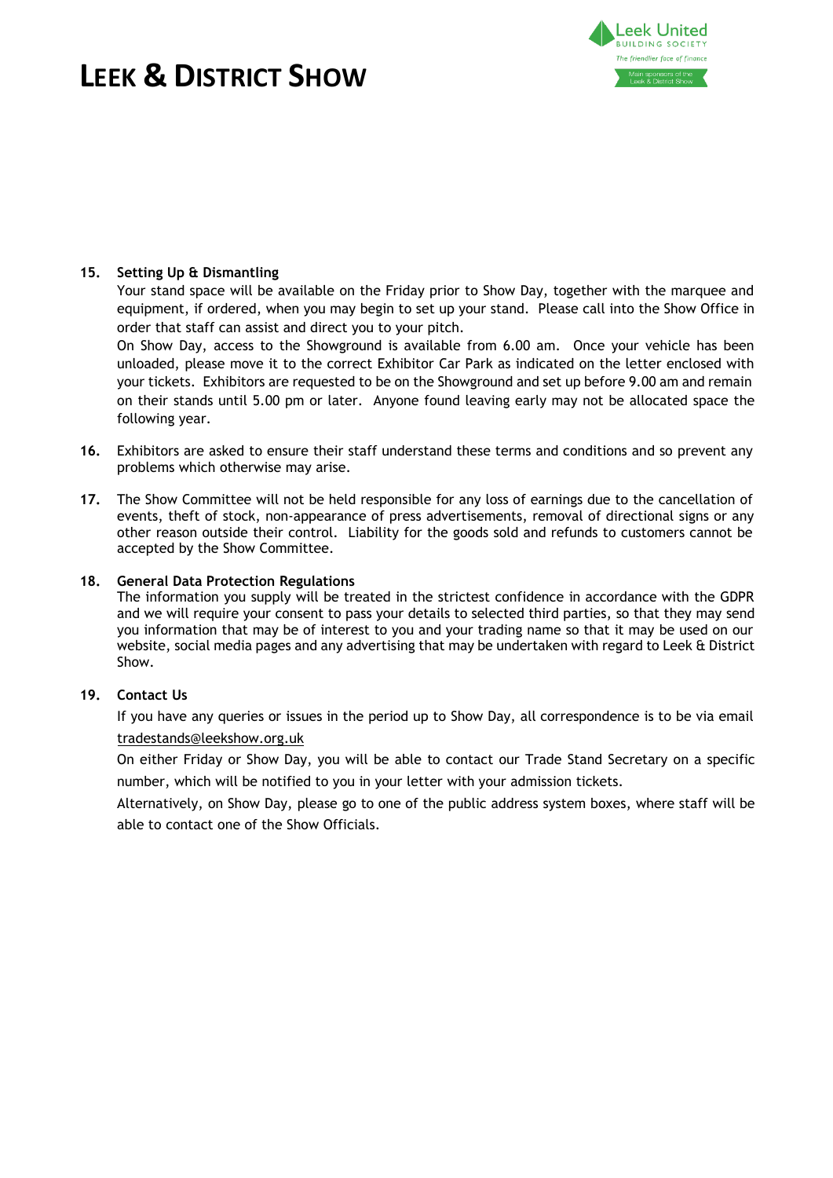# LEEK & DISTRICT SHOW

**15. Setting Up & Dismantling**

Your stand space will be available on the Friday prior to Show Day, together with the marquee and equipment, if ordered, when you may begin to set up your stand. Please call into the Show Office in order that staff can assist and direct you to your pitch.

On Show Day, access to the Showground is available from 6.00 am. Once your vehicle has been unloaded, please move it to the correct Exhibitor Car Park as indicated on the letter enclosed with your tickets. Exhibitors are requested to be on the Showground and set up before 9.00 am and remain on their stands until 5.00 pm or later. Anyone found leaving early may not be allocated space the following year.

**16.** Exhibitors are asked to ensure their staff understand these terms and conditions and so prevent any problems which otherwise may arise.

**17.** The Show Committee will not be held responsible for any loss of earnings due to the cancellation of events, theft of stock, non-appearance of press advertisements, removal of directional signs or any other reason outside their control. Liability for the goods sold and refunds to customers cannot be accepted by the Show Committee.

**18. General Data Protection Regulations**

The information you supply will be treated in the strictest confidence in accordance with the GDPR and we will require your consent to pass your details to selected third parties, so that they may send you information that may be of interest to you and your trading name so that it may be used on our website, social media pages and any advertising that may be undertaken with regard to Leek & District Show.

**19. Contact Us**

If you have any queries or issues in the period up to Show Day, all correspondence is to be via email tradestands@leekshow.org.uk

On either Friday or Show Day, you will be able to contact our Trade Stand Secretary on a specific number, which will be notified to you in your letter with your admission tickets.

Alternatively, on Show Day, please go to one of the public address system boxes, where staff will be able to contact one of the Show Officials.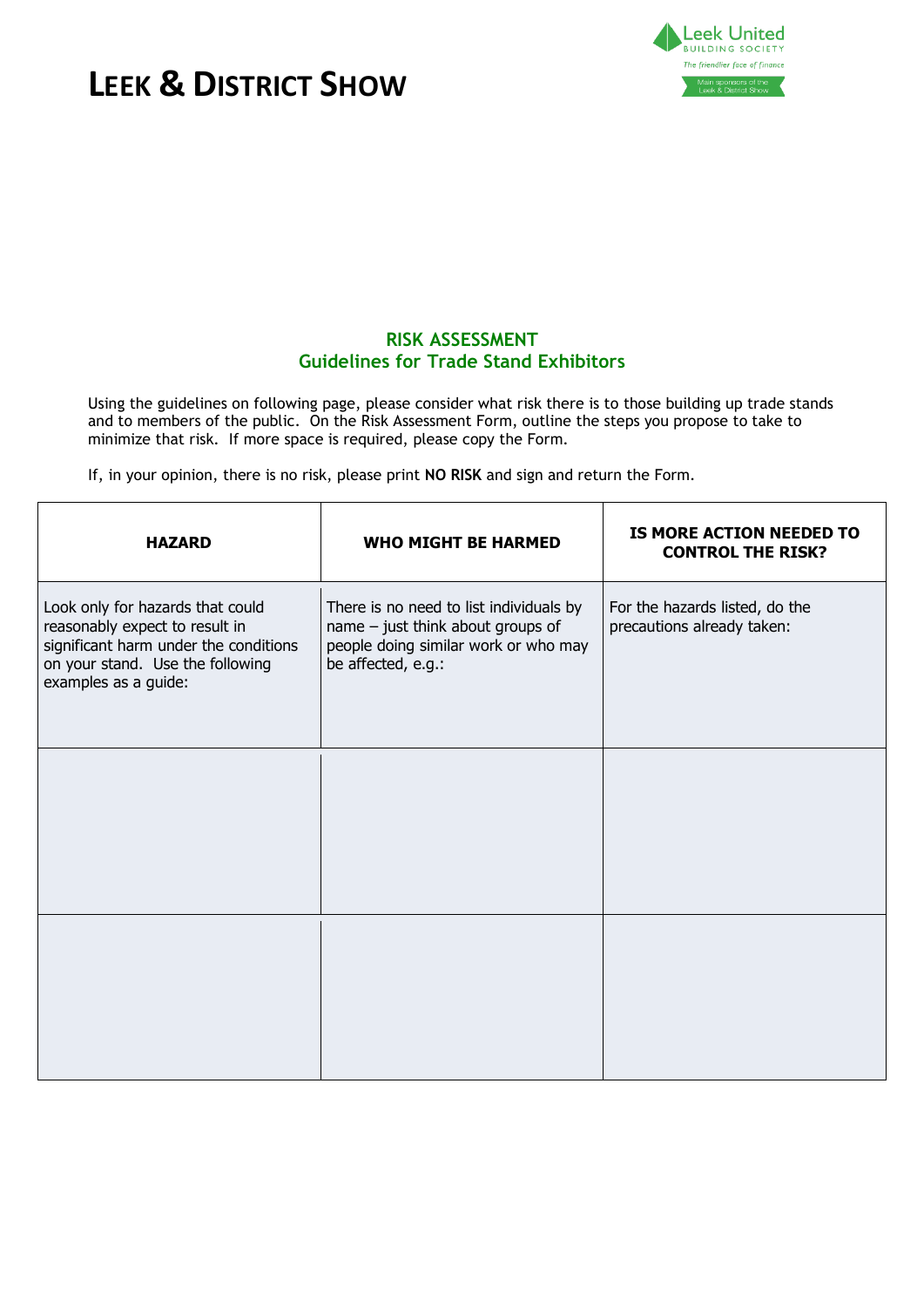# LEEK & DISTRICT SHOW

Leek United BUILDING SOCIETY

*The friendlier face of finance*

Main sponsors of the Leek & District Show

## RISK ASSESSMENT
## Guidelines for Trade Stand Exhibitors

Using the guidelines on following page, please consider what risk there is to those building up trade stands and to members of the public. On the Risk Assessment Form, outline the steps you propose to take to minimize that risk. If more space is required, please copy the Form.

If, in your opinion, there is no risk, please print **NO RISK** and sign and return the Form.

| **HAZARD** | **WHO MIGHT BE HARMED** | **IS MORE ACTION NEEDED TO CONTROL THE RISK?** |
|---|---|---|
| Look only for hazards that could reasonably expect to result in significant harm under the conditions on your stand. Use the following examples as a guide: | There is no need to list individuals by name – just think about groups of people doing similar work or who may be affected, e.g.: | For the hazards listed, do the precautions already taken: |
| | | |
| | | |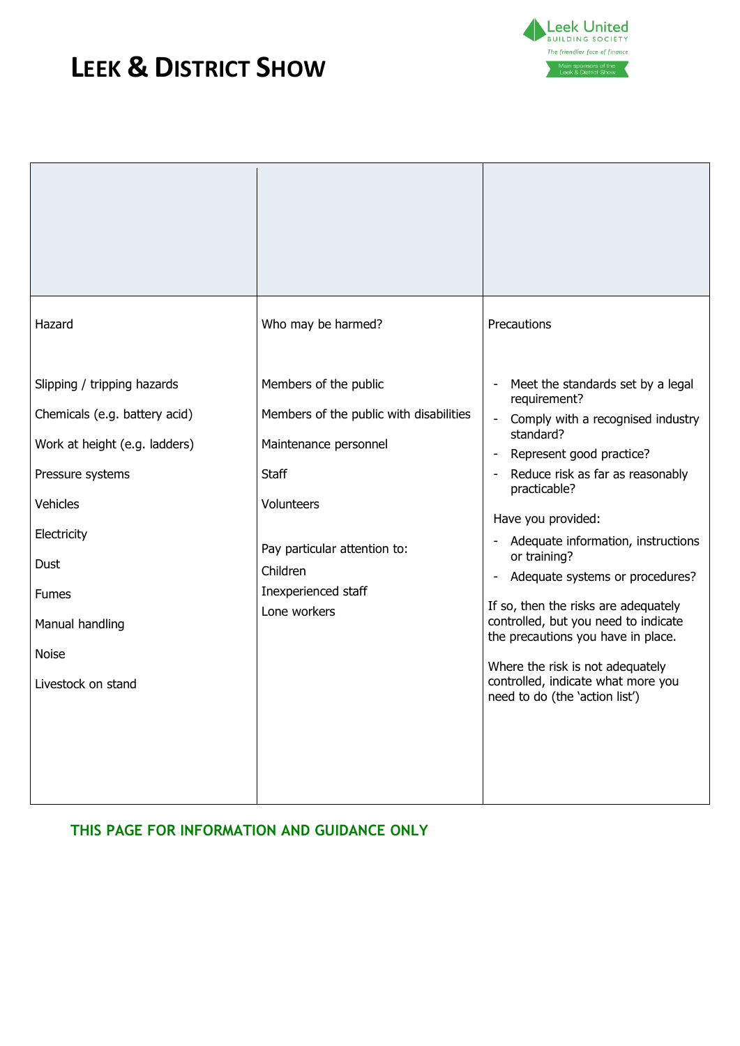# LEEK & DISTRICT SHOW

| Hazard | Who may be harmed? | Precautions |
|---|---|---|
| Slipping / tripping hazards<br><br>Chemicals (e.g. battery acid)<br><br>Work at height (e.g. ladders)<br><br>Pressure systems<br><br>Vehicles<br><br>Electricity<br><br>Dust<br><br>Fumes<br><br>Manual handling<br><br>Noise<br><br>Livestock on stand | Members of the public<br><br>Members of the public with disabilities<br><br>Maintenance personnel<br><br>Staff<br><br>Volunteers<br><br>Pay particular attention to:<br>Children<br>Inexperienced staff<br>Lone workers | - Meet the standards set by a legal requirement?<br>- Comply with a recognised industry standard?<br>- Represent good practice?<br>- Reduce risk as far as reasonably practicable?<br><br>Have you provided:<br>- Adequate information, instructions or training?<br>- Adequate systems or procedures?<br><br>If so, then the risks are adequately controlled, but you need to indicate the precautions you have in place.<br><br>Where the risk is not adequately controlled, indicate what more you need to do (the 'action list') |

**THIS PAGE FOR INFORMATION AND GUIDANCE ONLY**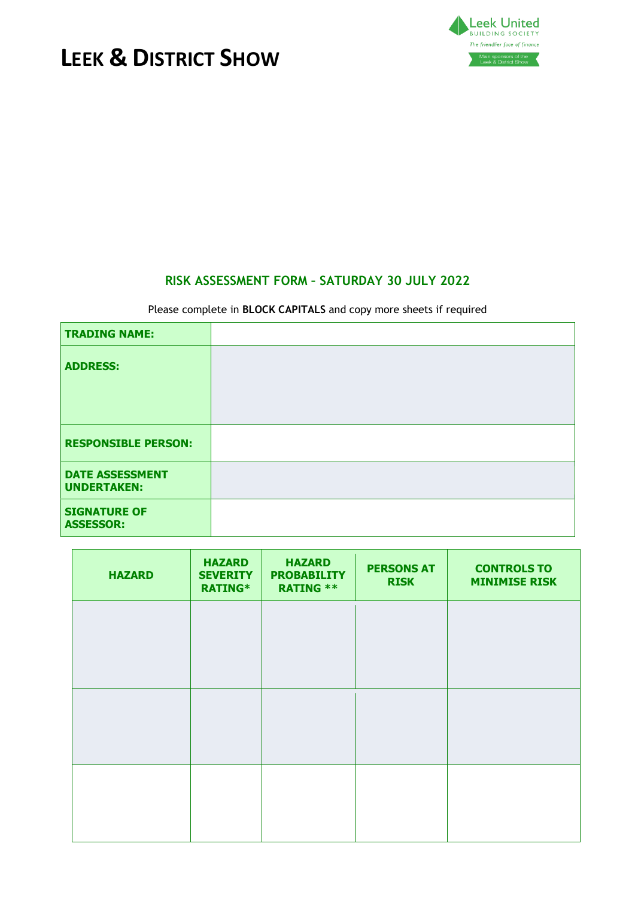# LEEK & DISTRICT SHOW

Leek United
BUILDING SOCIETY
*The friendlier face of finance*
Main sponsors of the Leek & District Show

## RISK ASSESSMENT FORM – SATURDAY 30 JULY 2022

Please complete in **BLOCK CAPITALS** and copy more sheets if required

| | |
|---|---|
| **TRADING NAME:** | |
| **ADDRESS:** | |
| **RESPONSIBLE PERSON:** | |
| **DATE ASSESSMENT UNDERTAKEN:** | |
| **SIGNATURE OF ASSESSOR:** | |

| HAZARD | HAZARD SEVERITY RATING* | HAZARD PROBABILITY RATING ** | PERSONS AT RISK | CONTROLS TO MINIMISE RISK |
|---|---|---|---|---|
| | | | | |
| | | | | |
| | | | | |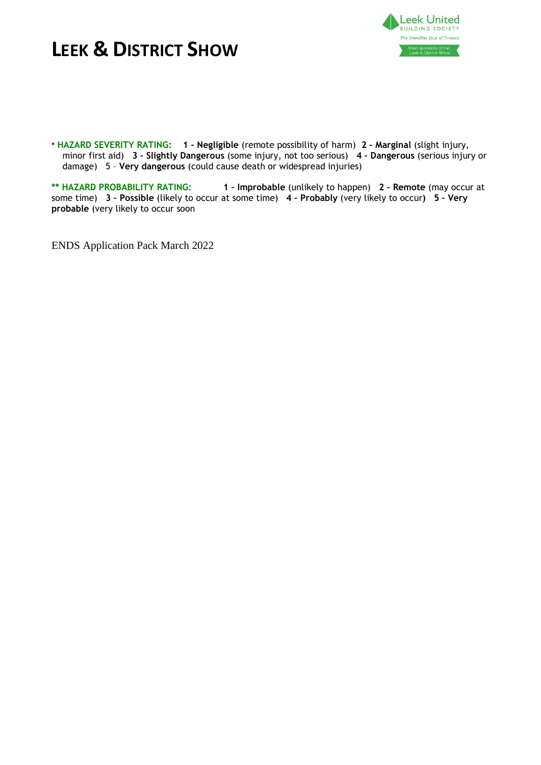\* **HAZARD SEVERITY RATING**: **1 - Negligible** (remote possibility of harm) **2 – Marginal** (slight injury, minor first aid) **3 – Slightly Dangerous** (some injury, not too serious) **4 – Dangerous** (serious injury or damage) 5 – **Very dangerous** (could cause death or widespread injuries)

\*\* **HAZARD PROBABILITY RATING:** **1 – Improbable** (unlikely to happen) **2 – Remote** (may occur at some time) **3 – Possible** (likely to occur at some time) **4 – Probably** (very likely to occur**)** **5 – Very probable** (very likely to occur soon

ENDS Application Pack March 2022